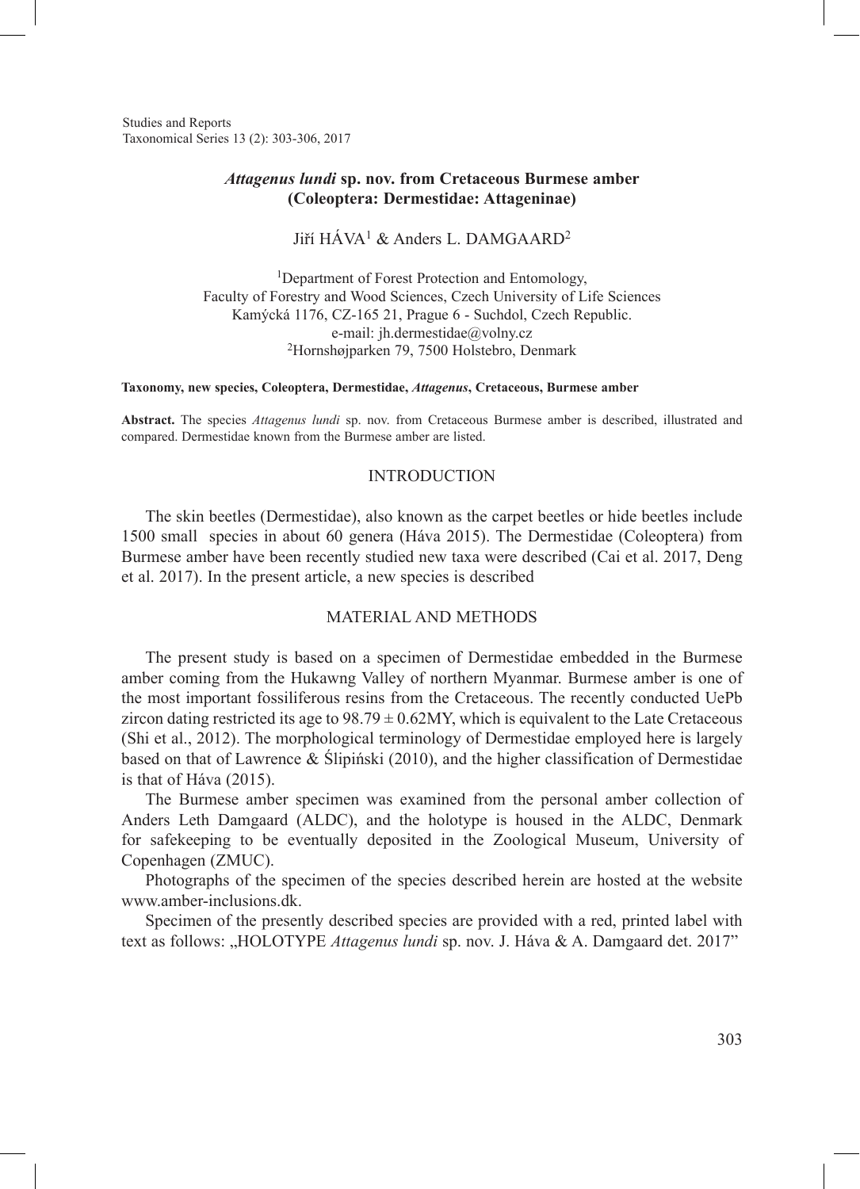# *Attagenus lundi* sp. nov. from Cretaceous Burmese amber (Coleoptera: Dermestidae: Attageninae)

Jiří HÁVA[1] & Anders L. DAMGAARD[2]

[1]Department of Forest Protection and Entomology, Faculty of Forestry and Wood Sciences, Czech University of Life Sciences Kamýcká 1176, CZ-165 21, Prague 6 - Suchdol, Czech Republic. e-mail: jh.dermestidae@volny.cz

[2]Hornshøjparken 79, 7500 Holstebro, Denmark

**Taxonomy, new species, Coleoptera, Dermestidae, *Attagenus*, Cretaceous, Burmese amber**

**Abstract.** The species *Attagenus lundi* sp. nov. from Cretaceous Burmese amber is described, illustrated and compared. Dermestidae known from the Burmese amber are listed.

## INTRODUCTION

The skin beetles (Dermestidae), also known as the carpet beetles or hide beetles include 1500 small species in about 60 genera (Háva 2015). The Dermestidae (Coleoptera) from Burmese amber have been recently studied new taxa were described (Cai et al. 2017, Deng et al. 2017). In the present article, a new species is described

## MATERIAL AND METHODS

The present study is based on a specimen of Dermestidae embedded in the Burmese amber coming from the Hukawng Valley of northern Myanmar. Burmese amber is one of the most important fossiliferous resins from the Cretaceous. The recently conducted UePb zircon dating restricted its age to $98.79 \pm 0.62$MY, which is equivalent to the Late Cretaceous (Shi et al., 2012). The morphological terminology of Dermestidae employed here is largely based on that of Lawrence & Ślipiński (2010), and the higher classification of Dermestidae is that of Háva (2015).

The Burmese amber specimen was examined from the personal amber collection of Anders Leth Damgaard (ALDC), and the holotype is housed in the ALDC, Denmark for safekeeping to be eventually deposited in the Zoological Museum, University of Copenhagen (ZMUC).

Photographs of the specimen of the species described herein are hosted at the website www.amber-inclusions.dk.

Specimen of the presently described species are provided with a red, printed label with text as follows: „HOLOTYPE *Attagenus lundi* sp. nov. J. Háva & A. Damgaard det. 2017"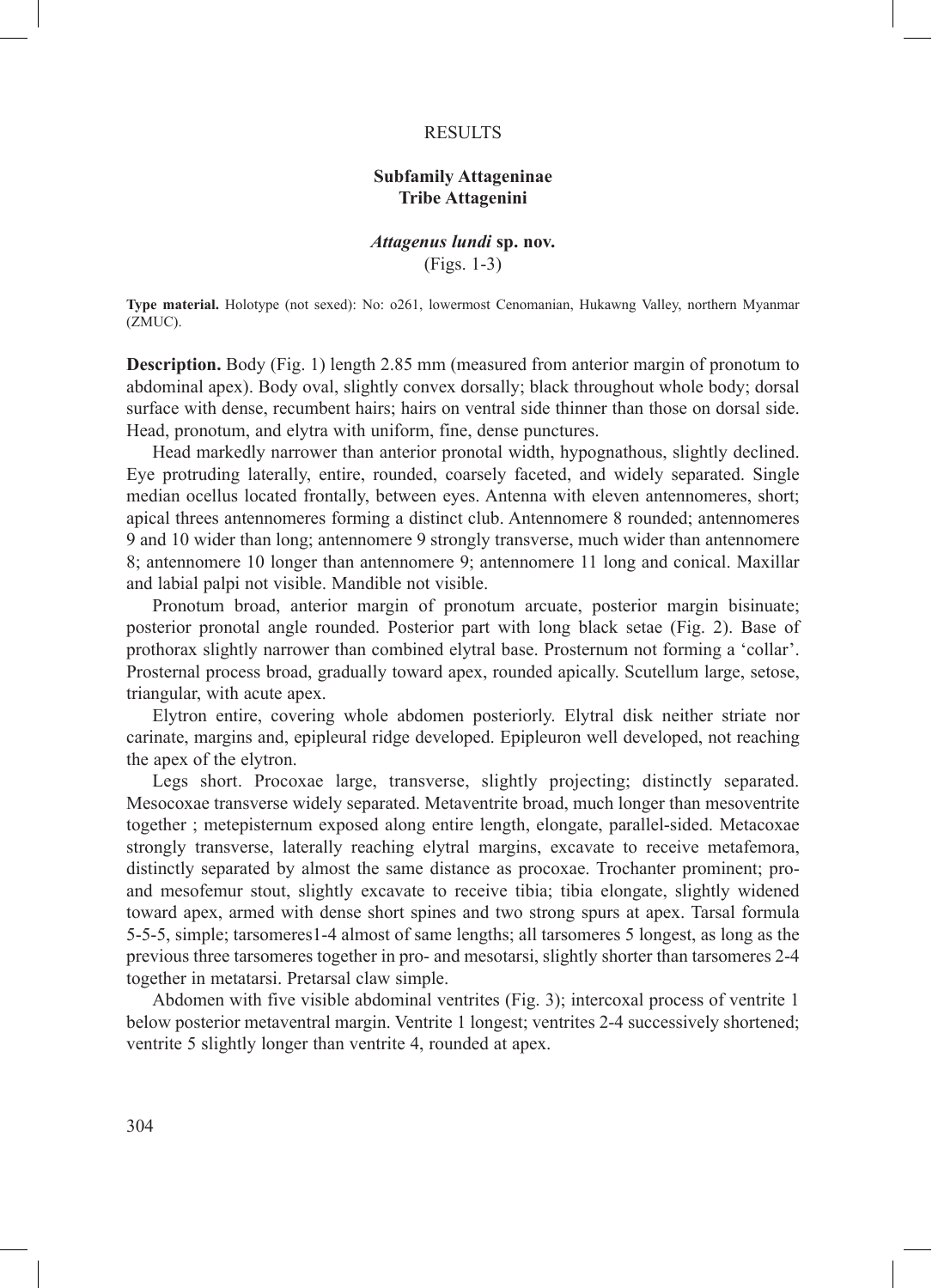## RESULTS

### Subfamily Attageninae
### Tribe Attagenini

### *Attagenus lundi* sp. nov.
(Figs. 1-3)

**Type material.** Holotype (not sexed): No: o261, lowermost Cenomanian, Hukawng Valley, northern Myanmar (ZMUC).

**Description.** Body (Fig. 1) length 2.85 mm (measured from anterior margin of pronotum to abdominal apex). Body oval, slightly convex dorsally; black throughout whole body; dorsal surface with dense, recumbent hairs; hairs on ventral side thinner than those on dorsal side. Head, pronotum, and elytra with uniform, fine, dense punctures.

Head markedly narrower than anterior pronotal width, hypognathous, slightly declined. Eye protruding laterally, entire, rounded, coarsely faceted, and widely separated. Single median ocellus located frontally, between eyes. Antenna with eleven antennomeres, short; apical threes antennomeres forming a distinct club. Antennomere 8 rounded; antennomeres 9 and 10 wider than long; antennomere 9 strongly transverse, much wider than antennomere 8; antennomere 10 longer than antennomere 9; antennomere 11 long and conical. Maxillar and labial palpi not visible. Mandible not visible.

Pronotum broad, anterior margin of pronotum arcuate, posterior margin bisinuate; posterior pronotal angle rounded. Posterior part with long black setae (Fig. 2). Base of prothorax slightly narrower than combined elytral base. Prosternum not forming a 'collar'. Prosternal process broad, gradually toward apex, rounded apically. Scutellum large, setose, triangular, with acute apex.

Elytron entire, covering whole abdomen posteriorly. Elytral disk neither striate nor carinate, margins and, epipleural ridge developed. Epipleuron well developed, not reaching the apex of the elytron.

Legs short. Procoxae large, transverse, slightly projecting; distinctly separated. Mesocoxae transverse widely separated. Metaventrite broad, much longer than mesoventrite together ; metepisternum exposed along entire length, elongate, parallel-sided. Metacoxae strongly transverse, laterally reaching elytral margins, excavate to receive metafemora, distinctly separated by almost the same distance as procoxae. Trochanter prominent; pro- and mesofemur stout, slightly excavate to receive tibia; tibia elongate, slightly widened toward apex, armed with dense short spines and two strong spurs at apex. Tarsal formula 5-5-5, simple; tarsomeres1-4 almost of same lengths; all tarsomeres 5 longest, as long as the previous three tarsomeres together in pro- and mesotarsi, slightly shorter than tarsomeres 2-4 together in metatarsi. Pretarsal claw simple.

Abdomen with five visible abdominal ventrites (Fig. 3); intercoxal process of ventrite 1 below posterior metaventral margin. Ventrite 1 longest; ventrites 2-4 successively shortened; ventrite 5 slightly longer than ventrite 4, rounded at apex.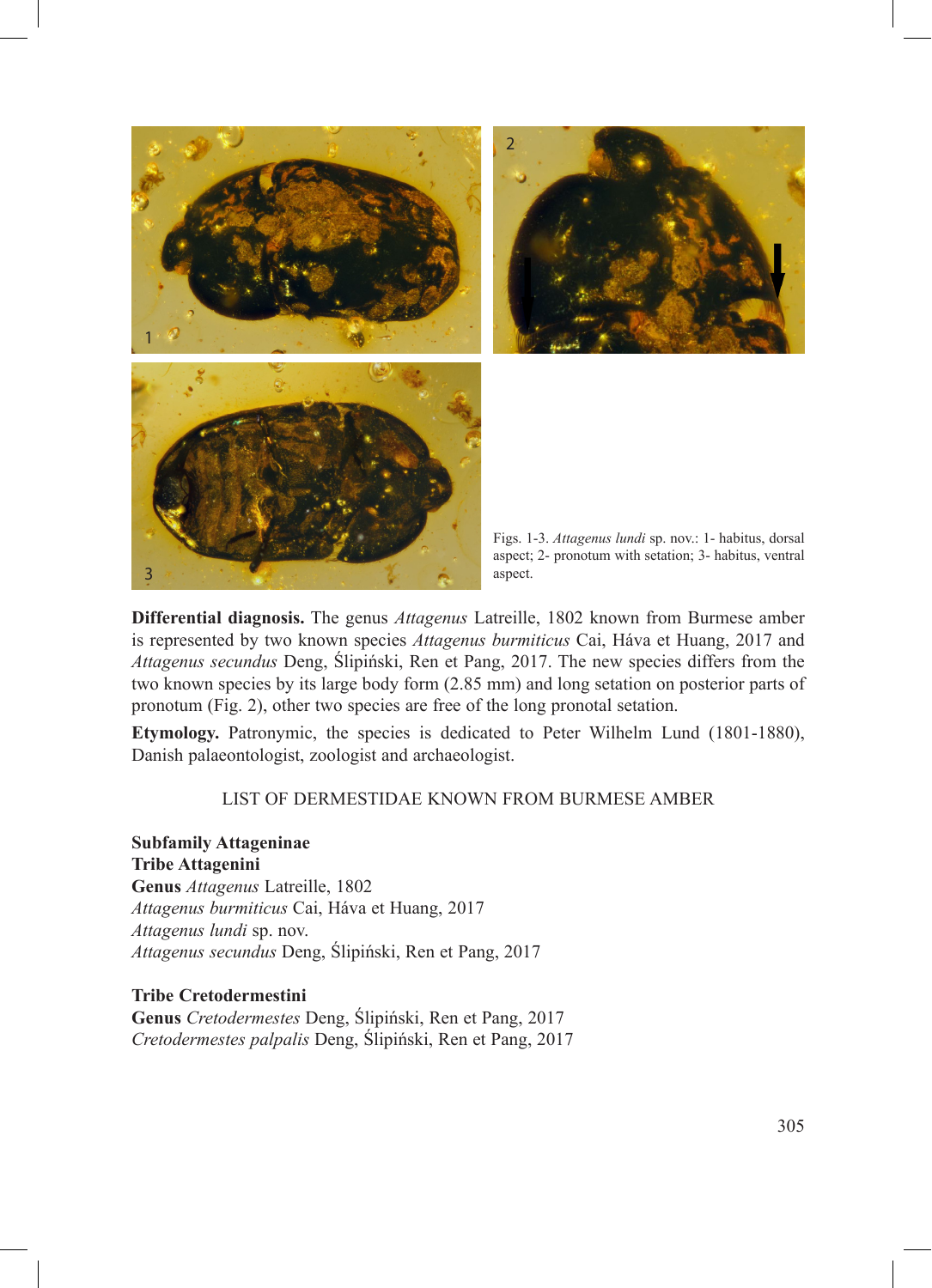Figs. 1-3. *Attagenus lundi* sp. nov.: 1- habitus, dorsal aspect; 2- pronotum with setation; 3- habitus, ventral aspect.

**Differential diagnosis.** The genus *Attagenus* Latreille, 1802 known from Burmese amber is represented by two known species *Attagenus burmiticus* Cai, Háva et Huang, 2017 and *Attagenus secundus* Deng, Ślipiński, Ren et Pang, 2017. The new species differs from the two known species by its large body form (2.85 mm) and long setation on posterior parts of pronotum (Fig. 2), other two species are free of the long pronotal setation.

**Etymology.** Patronymic, the species is dedicated to Peter Wilhelm Lund (1801-1880), Danish palaeontologist, zoologist and archaeologist.

## LIST OF DERMESTIDAE KNOWN FROM BURMESE AMBER

**Subfamily Attageninae**
**Tribe Attagenini**
**Genus** *Attagenus* Latreille, 1802
*Attagenus burmiticus* Cai, Háva et Huang, 2017
*Attagenus lundi* sp. nov.
*Attagenus secundus* Deng, Ślipiński, Ren et Pang, 2017

**Tribe Cretodermestini**
**Genus** *Cretodermestes* Deng, Ślipiński, Ren et Pang, 2017
*Cretodermestes palpalis* Deng, Ślipiński, Ren et Pang, 2017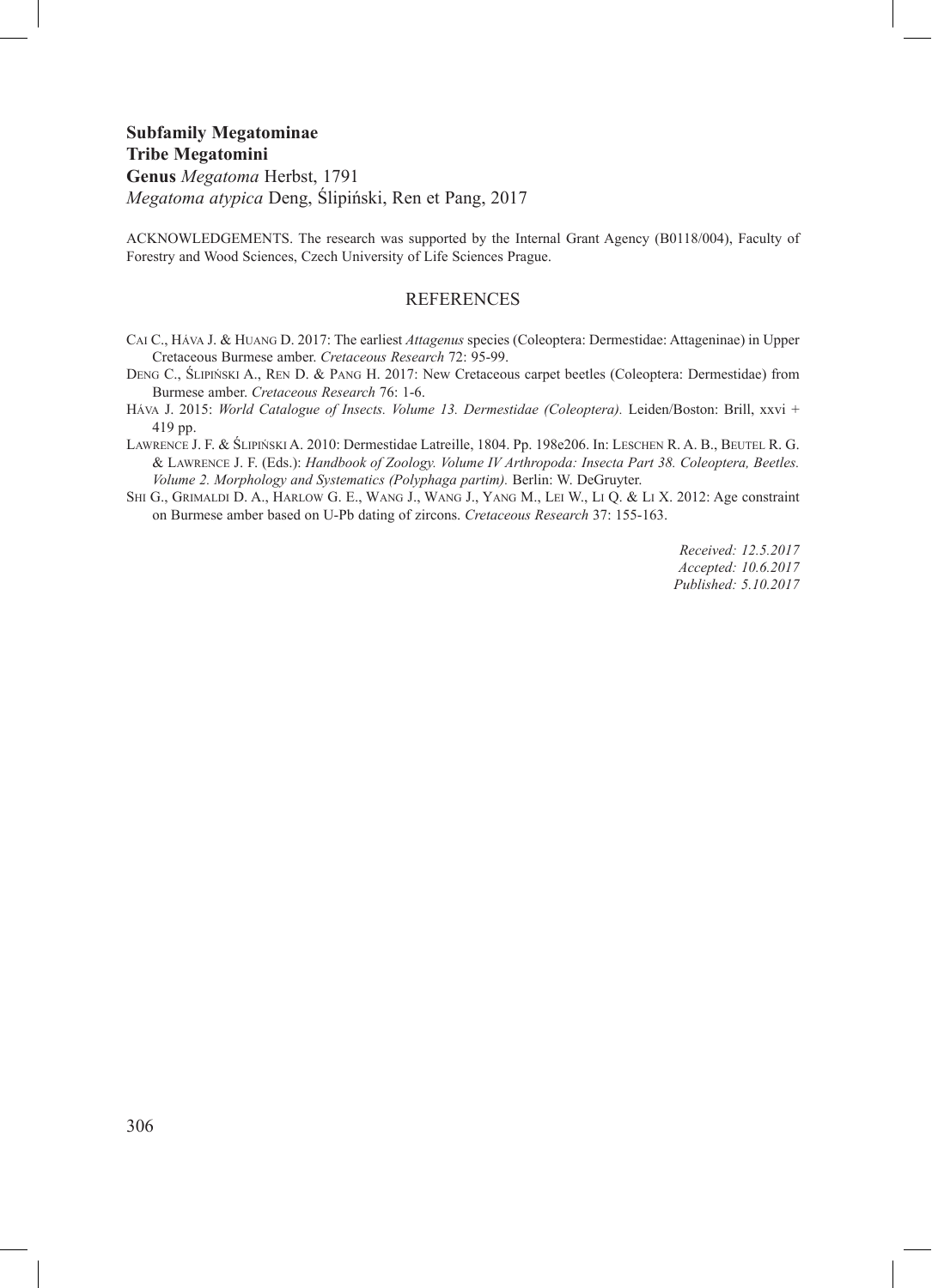**Subfamily Megatominae**
**Tribe Megatomini**
**Genus** *Megatoma* Herbst, 1791
*Megatoma atypica* Deng, Ślipiński, Ren et Pang, 2017

ACKNOWLEDGEMENTS. The research was supported by the Internal Grant Agency (B0118/004), Faculty of Forestry and Wood Sciences, Czech University of Life Sciences Prague.

## REFERENCES

Cai C., Háva J. & Huang D. 2017: The earliest *Attagenus* species (Coleoptera: Dermestidae: Attageninae) in Upper Cretaceous Burmese amber. *Cretaceous Research* 72: 95-99.

Deng C., Ślipiński A., Ren D. & Pang H. 2017: New Cretaceous carpet beetles (Coleoptera: Dermestidae) from Burmese amber. *Cretaceous Research* 76: 1-6.

Háva J. 2015: *World Catalogue of Insects. Volume 13. Dermestidae (Coleoptera).* Leiden/Boston: Brill, xxvi + 419 pp.

Lawrence J. F. & Ślipiński A. 2010: Dermestidae Latreille, 1804. Pp. 198e206. In: Leschen R. A. B., Beutel R. G. & Lawrence J. F. (Eds.): *Handbook of Zoology. Volume IV Arthropoda: Insecta Part 38. Coleoptera, Beetles. Volume 2. Morphology and Systematics (Polyphaga partim).* Berlin: W. DeGruyter.

Shi G., Grimaldi D. A., Harlow G. E., Wang J., Wang J., Yang M., Lei W., Li Q. & Li X. 2012: Age constraint on Burmese amber based on U-Pb dating of zircons. *Cretaceous Research* 37: 155-163.

*Received: 12.5.2017*
*Accepted: 10.6.2017*
*Published: 5.10.2017*